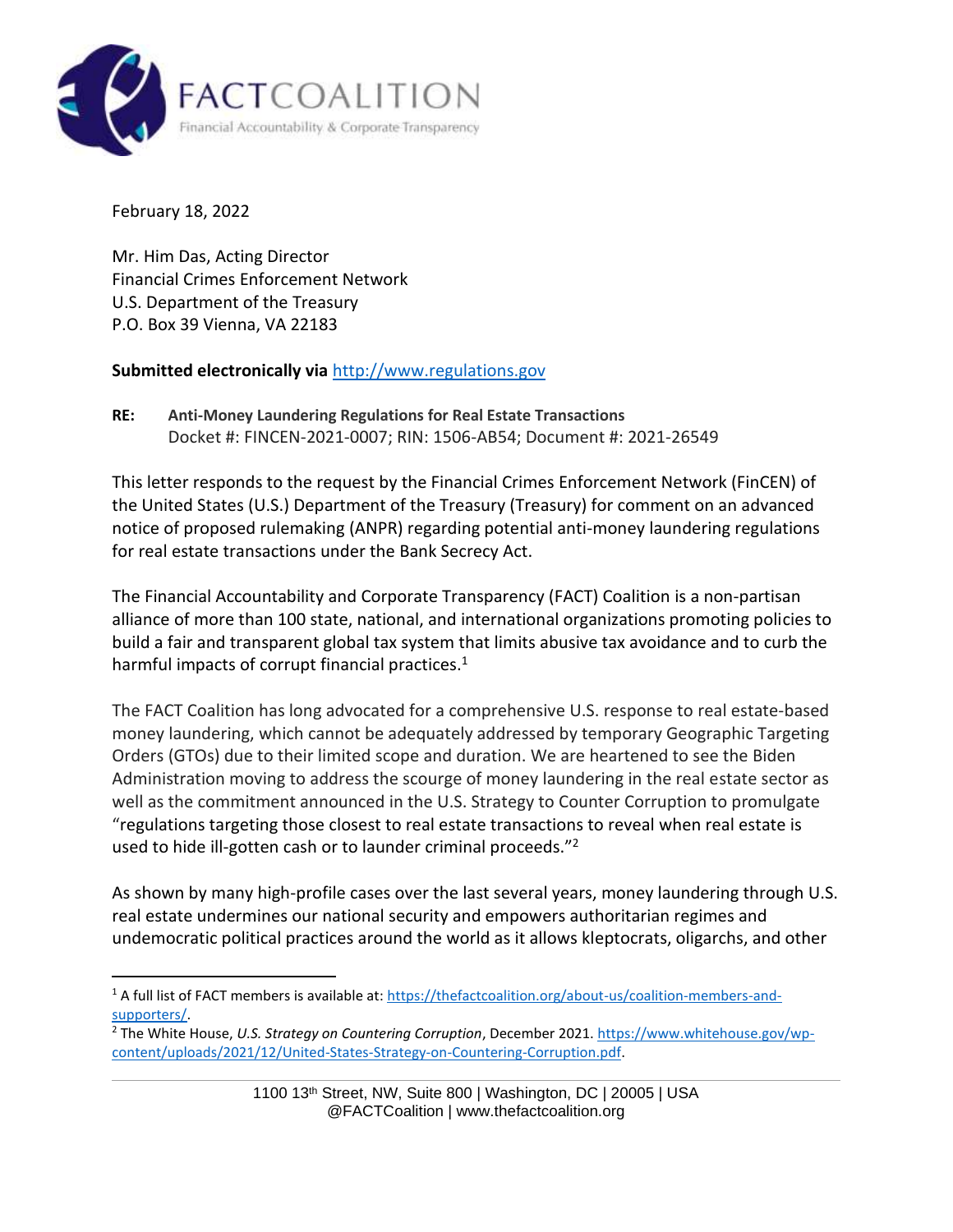February 18, 2022

Mr. Him Das, Acting Director
Financial Crimes Enforcement Network
U.S. Department of the Treasury
P.O. Box 39 Vienna, VA 22183

**Submitted electronically via** http://www.regulations.gov

**RE: Anti-Money Laundering Regulations for Real Estate Transactions**
Docket #: FINCEN-2021-0007; RIN: 1506-AB54; Document #: 2021-26549

This letter responds to the request by the Financial Crimes Enforcement Network (FinCEN) of the United States (U.S.) Department of the Treasury (Treasury) for comment on an advanced notice of proposed rulemaking (ANPR) regarding potential anti-money laundering regulations for real estate transactions under the Bank Secrecy Act.

The Financial Accountability and Corporate Transparency (FACT) Coalition is a non-partisan alliance of more than 100 state, national, and international organizations promoting policies to build a fair and transparent global tax system that limits abusive tax avoidance and to curb the harmful impacts of corrupt financial practices.[1]

The FACT Coalition has long advocated for a comprehensive U.S. response to real estate-based money laundering, which cannot be adequately addressed by temporary Geographic Targeting Orders (GTOs) due to their limited scope and duration. We are heartened to see the Biden Administration moving to address the scourge of money laundering in the real estate sector as well as the commitment announced in the U.S. Strategy to Counter Corruption to promulgate "regulations targeting those closest to real estate transactions to reveal when real estate is used to hide ill-gotten cash or to launder criminal proceeds."[2]

As shown by many high-profile cases over the last several years, money laundering through U.S. real estate undermines our national security and empowers authoritarian regimes and undemocratic political practices around the world as it allows kleptocrats, oligarchs, and other

[1] A full list of FACT members is available at: https://thefactcoalition.org/about-us/coalition-members-and-supporters/.

[2] The White House, *U.S. Strategy on Countering Corruption*, December 2021. https://www.whitehouse.gov/wp-content/uploads/2021/12/United-States-Strategy-on-Countering-Corruption.pdf.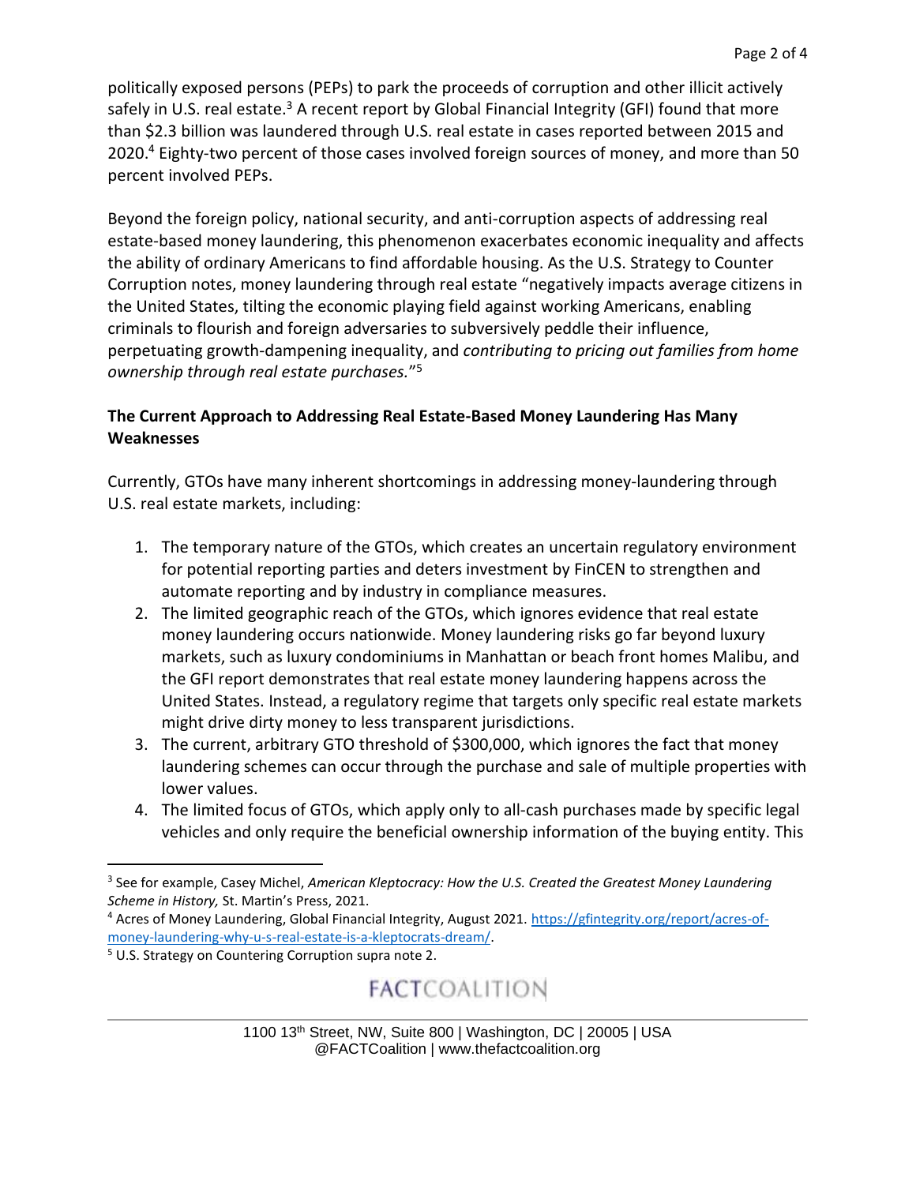politically exposed persons (PEPs) to park the proceeds of corruption and other illicit actively safely in U.S. real estate.[3] A recent report by Global Financial Integrity (GFI) found that more than $2.3 billion was laundered through U.S. real estate in cases reported between 2015 and 2020.[4] Eighty-two percent of those cases involved foreign sources of money, and more than 50 percent involved PEPs.

Beyond the foreign policy, national security, and anti-corruption aspects of addressing real estate-based money laundering, this phenomenon exacerbates economic inequality and affects the ability of ordinary Americans to find affordable housing. As the U.S. Strategy to Counter Corruption notes, money laundering through real estate "negatively impacts average citizens in the United States, tilting the economic playing field against working Americans, enabling criminals to flourish and foreign adversaries to subversively peddle their influence, perpetuating growth-dampening inequality, and *contributing to pricing out families from home ownership through real estate purchases.*"[5]

**The Current Approach to Addressing Real Estate-Based Money Laundering Has Many Weaknesses**

Currently, GTOs have many inherent shortcomings in addressing money-laundering through U.S. real estate markets, including:

1. The temporary nature of the GTOs, which creates an uncertain regulatory environment for potential reporting parties and deters investment by FinCEN to strengthen and automate reporting and by industry in compliance measures.
2. The limited geographic reach of the GTOs, which ignores evidence that real estate money laundering occurs nationwide. Money laundering risks go far beyond luxury markets, such as luxury condominiums in Manhattan or beach front homes Malibu, and the GFI report demonstrates that real estate money laundering happens across the United States. Instead, a regulatory regime that targets only specific real estate markets might drive dirty money to less transparent jurisdictions.
3. The current, arbitrary GTO threshold of $300,000, which ignores the fact that money laundering schemes can occur through the purchase and sale of multiple properties with lower values.
4. The limited focus of GTOs, which apply only to all-cash purchases made by specific legal vehicles and only require the beneficial ownership information of the buying entity. This

---

[3] See for example, Casey Michel, *American Kleptocracy: How the U.S. Created the Greatest Money Laundering Scheme in History,* St. Martin's Press, 2021.

[4] Acres of Money Laundering, Global Financial Integrity, August 2021. https://gfintegrity.org/report/acres-of-money-laundering-why-u-s-real-estate-is-a-kleptocrats-dream/.

[5] U.S. Strategy on Countering Corruption supra note 2.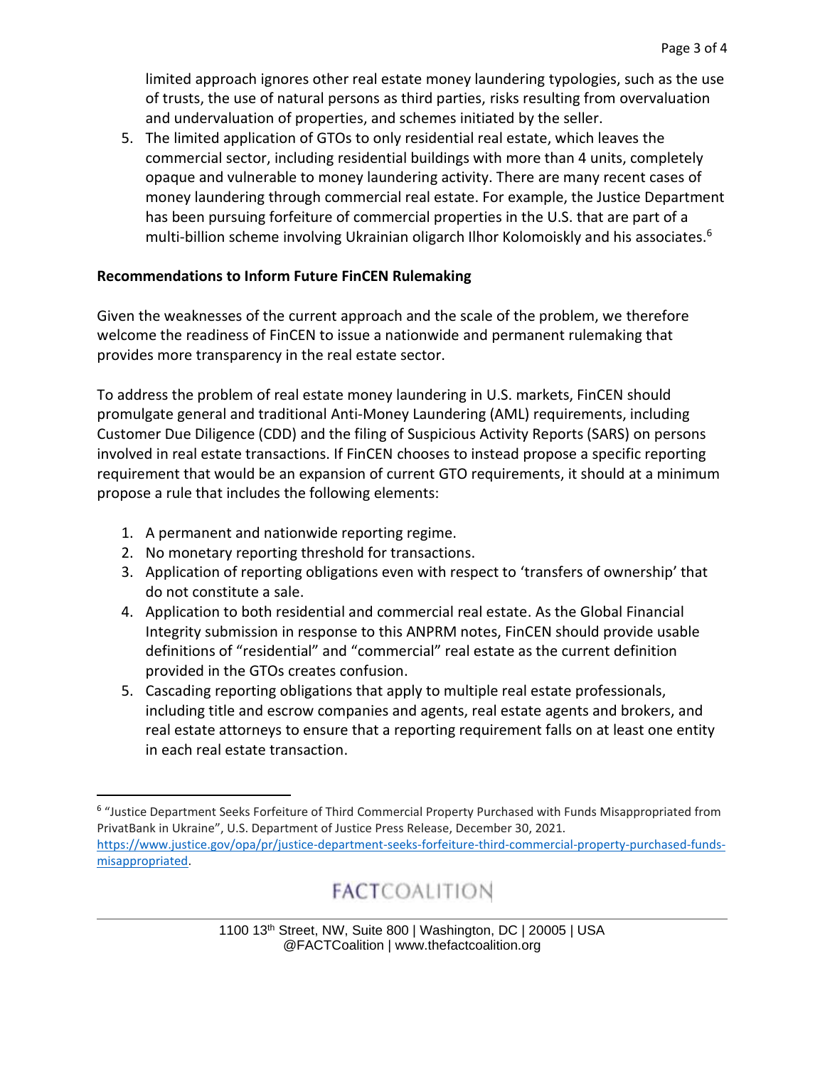limited approach ignores other real estate money laundering typologies, such as the use of trusts, the use of natural persons as third parties, risks resulting from overvaluation and undervaluation of properties, and schemes initiated by the seller.

5. The limited application of GTOs to only residential real estate, which leaves the commercial sector, including residential buildings with more than 4 units, completely opaque and vulnerable to money laundering activity. There are many recent cases of money laundering through commercial real estate. For example, the Justice Department has been pursuing forfeiture of commercial properties in the U.S. that are part of a multi-billion scheme involving Ukrainian oligarch Ilhor Kolomoiskly and his associates.[6]

**Recommendations to Inform Future FinCEN Rulemaking**

Given the weaknesses of the current approach and the scale of the problem, we therefore welcome the readiness of FinCEN to issue a nationwide and permanent rulemaking that provides more transparency in the real estate sector.

To address the problem of real estate money laundering in U.S. markets, FinCEN should promulgate general and traditional Anti-Money Laundering (AML) requirements, including Customer Due Diligence (CDD) and the filing of Suspicious Activity Reports (SARS) on persons involved in real estate transactions. If FinCEN chooses to instead propose a specific reporting requirement that would be an expansion of current GTO requirements, it should at a minimum propose a rule that includes the following elements:

1. A permanent and nationwide reporting regime.
2. No monetary reporting threshold for transactions.
3. Application of reporting obligations even with respect to 'transfers of ownership' that do not constitute a sale.
4. Application to both residential and commercial real estate. As the Global Financial Integrity submission in response to this ANPRM notes, FinCEN should provide usable definitions of "residential" and "commercial" real estate as the current definition provided in the GTOs creates confusion.
5. Cascading reporting obligations that apply to multiple real estate professionals, including title and escrow companies and agents, real estate agents and brokers, and real estate attorneys to ensure that a reporting requirement falls on at least one entity in each real estate transaction.

[6] "Justice Department Seeks Forfeiture of Third Commercial Property Purchased with Funds Misappropriated from PrivatBank in Ukraine", U.S. Department of Justice Press Release, December 30, 2021. https://www.justice.gov/opa/pr/justice-department-seeks-forfeiture-third-commercial-property-purchased-funds-misappropriated.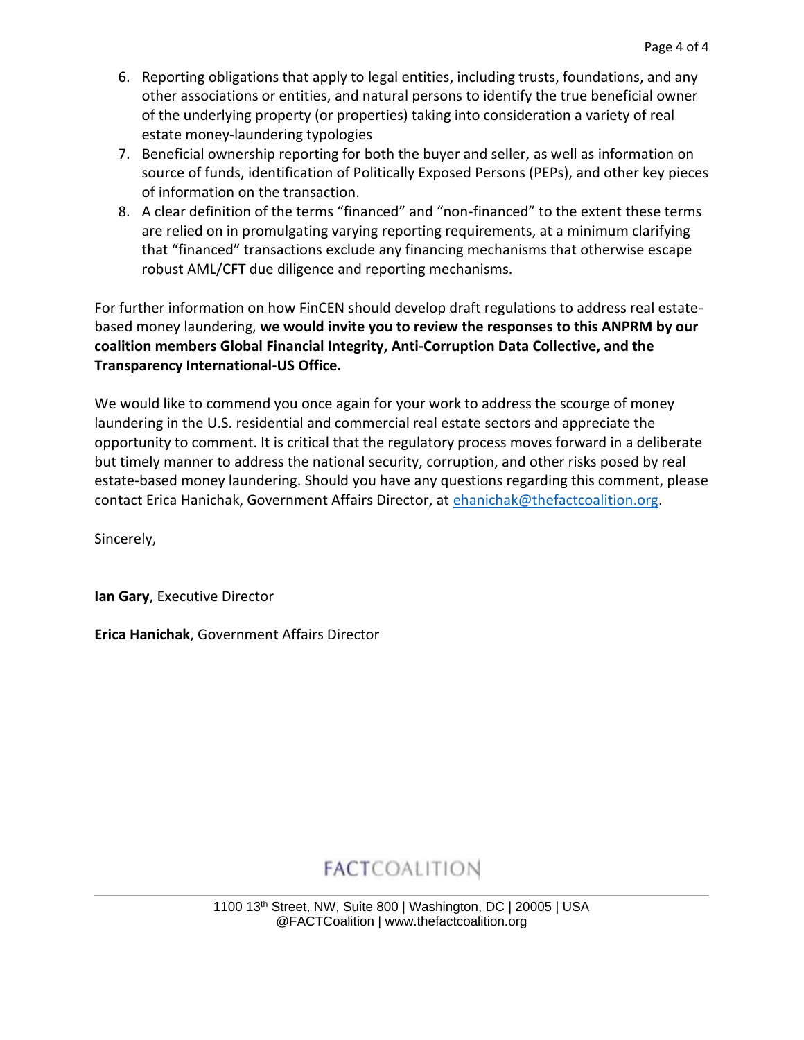6. Reporting obligations that apply to legal entities, including trusts, foundations, and any other associations or entities, and natural persons to identify the true beneficial owner of the underlying property (or properties) taking into consideration a variety of real estate money-laundering typologies
7. Beneficial ownership reporting for both the buyer and seller, as well as information on source of funds, identification of Politically Exposed Persons (PEPs), and other key pieces of information on the transaction.
8. A clear definition of the terms "financed" and "non-financed" to the extent these terms are relied on in promulgating varying reporting requirements, at a minimum clarifying that "financed" transactions exclude any financing mechanisms that otherwise escape robust AML/CFT due diligence and reporting mechanisms.

For further information on how FinCEN should develop draft regulations to address real estate-based money laundering, **we would invite you to review the responses to this ANPRM by our coalition members Global Financial Integrity, Anti-Corruption Data Collective, and the Transparency International-US Office.**

We would like to commend you once again for your work to address the scourge of money laundering in the U.S. residential and commercial real estate sectors and appreciate the opportunity to comment. It is critical that the regulatory process moves forward in a deliberate but timely manner to address the national security, corruption, and other risks posed by real estate-based money laundering. Should you have any questions regarding this comment, please contact Erica Hanichak, Government Affairs Director, at ehanichak@thefactcoalition.org.

Sincerely,

**Ian Gary**, Executive Director

**Erica Hanichak**, Government Affairs Director

FACTCOALITION

1100 13th Street, NW, Suite 800 | Washington, DC | 20005 | USA
@FACTCoalition | www.thefactcoalition.org